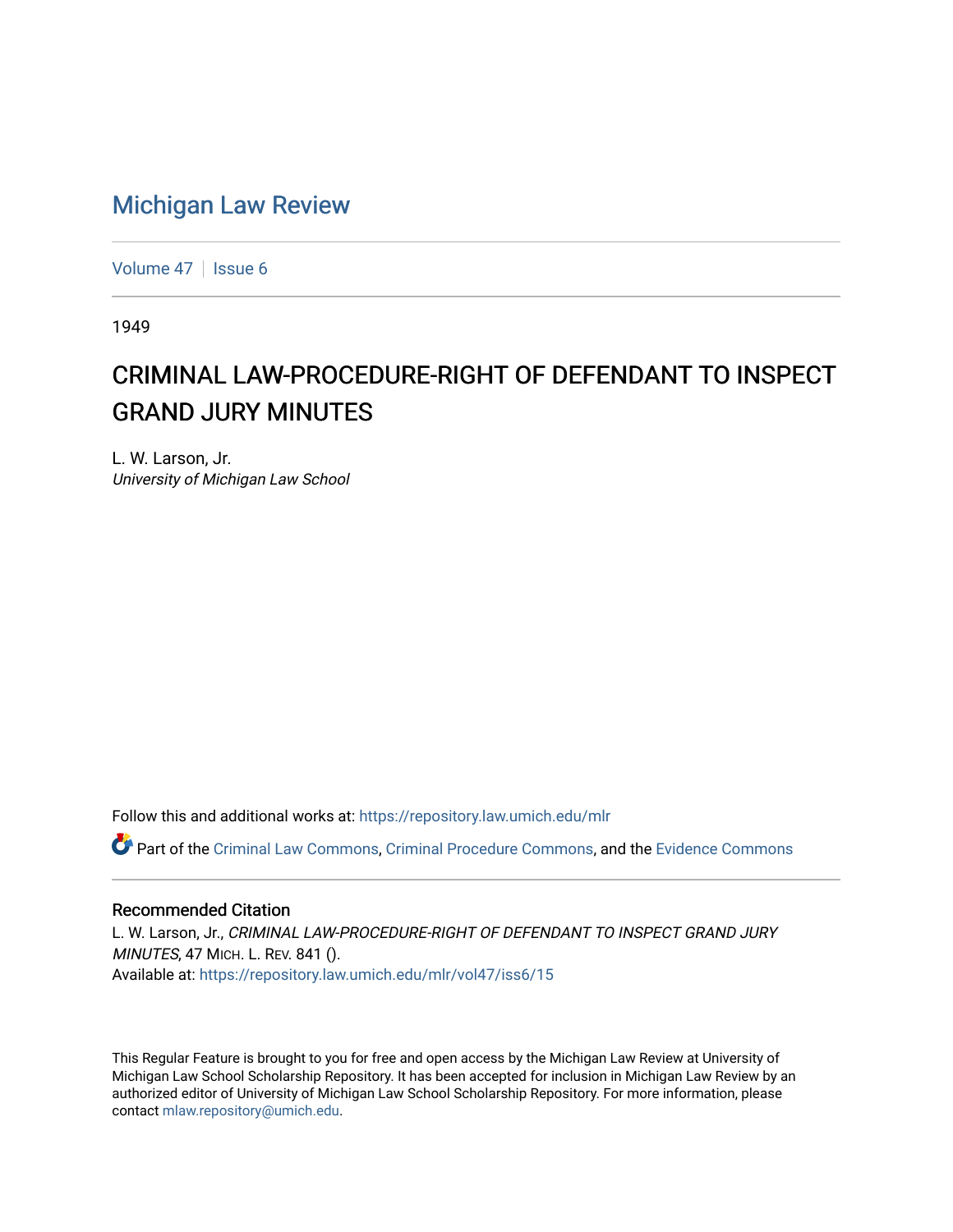# Michigan Law Review

Volume 47 | Issue 6

1949

## CRIMINAL LAW-PROCEDURE-RIGHT OF DEFENDANT TO INSPECT GRAND JURY MINUTES

L. W. Larson, Jr.
*University of Michigan Law School*

Follow this and additional works at: https://repository.law.umich.edu/mlr

Part of the Criminal Law Commons, Criminal Procedure Commons, and the Evidence Commons

### Recommended Citation

L. W. Larson, Jr., *CRIMINAL LAW-PROCEDURE-RIGHT OF DEFENDANT TO INSPECT GRAND JURY MINUTES*, 47 MICH. L. REV. 841 ().
Available at: https://repository.law.umich.edu/mlr/vol47/iss6/15

This Regular Feature is brought to you for free and open access by the Michigan Law Review at University of Michigan Law School Scholarship Repository. It has been accepted for inclusion in Michigan Law Review by an authorized editor of University of Michigan Law School Scholarship Repository. For more information, please contact mlaw.repository@umich.edu.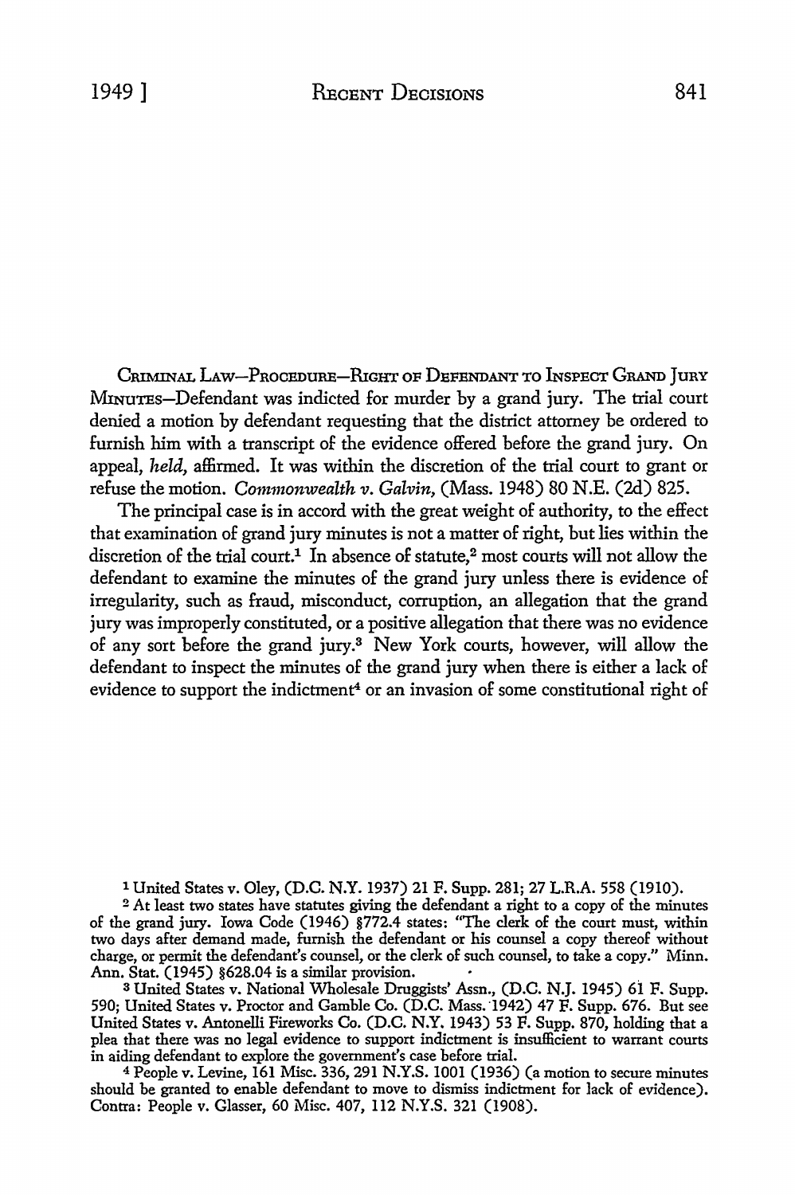CRIMINAL LAW—PROCEDURE—RIGHT OF DEFENDANT TO INSPECT GRAND JURY MINUTES—Defendant was indicted for murder by a grand jury. The trial court denied a motion by defendant requesting that the district attorney be ordered to furnish him with a transcript of the evidence offered before the grand jury. On appeal, *held,* affirmed. It was within the discretion of the trial court to grant or refuse the motion. *Commonwealth v. Galvin,* (Mass. 1948) 80 N.E. (2d) 825.

The principal case is in accord with the great weight of authority, to the effect that examination of grand jury minutes is not a matter of right, but lies within the discretion of the trial court.[1] In absence of statute,[2] most courts will not allow the defendant to examine the minutes of the grand jury unless there is evidence of irregularity, such as fraud, misconduct, corruption, an allegation that the grand jury was improperly constituted, or a positive allegation that there was no evidence of any sort before the grand jury.[3] New York courts, however, will allow the defendant to inspect the minutes of the grand jury when there is either a lack of evidence to support the indictment[4] or an invasion of some constitutional right of

---

[1] United States v. Oley, (D.C. N.Y. 1937) 21 F. Supp. 281; 27 L.R.A. 558 (1910).

[2] At least two states have statutes giving the defendant a right to a copy of the minutes of the grand jury. Iowa Code (1946) §772.4 states: "The clerk of the court must, within two days after demand made, furnish the defendant or his counsel a copy thereof without charge, or permit the defendant's counsel, or the clerk of such counsel, to take a copy." Minn. Ann. Stat. (1945) §628.04 is a similar provision.

[3] United States v. National Wholesale Druggists' Assn., (D.C. N.J. 1945) 61 F. Supp. 590; United States v. Proctor and Gamble Co. (D.C. Mass. 1942) 47 F. Supp. 676. But see United States v. Antonelli Fireworks Co. (D.C. N.Y. 1943) 53 F. Supp. 870, holding that a plea that there was no legal evidence to support indictment is insufficient to warrant courts in aiding defendant to explore the government's case before trial.

[4] People v. Levine, 161 Misc. 336, 291 N.Y.S. 1001 (1936) (a motion to secure minutes should be granted to enable defendant to move to dismiss indictment for lack of evidence). Contra: People v. Glasser, 60 Misc. 407, 112 N.Y.S. 321 (1908).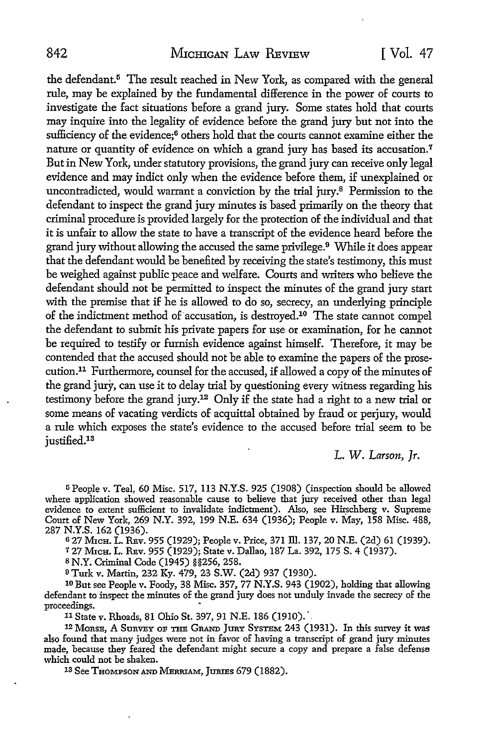the defendant.[5] The result reached in New York, as compared with the general rule, may be explained by the fundamental difference in the power of courts to investigate the fact situations before a grand jury. Some states hold that courts may inquire into the legality of evidence before the grand jury but not into the sufficiency of the evidence;[6] others hold that the courts cannot examine either the nature or quantity of evidence on which a grand jury has based its accusation.[7] But in New York, under statutory provisions, the grand jury can receive only legal evidence and may indict only when the evidence before them, if unexplained or uncontradicted, would warrant a conviction by the trial jury.[8] Permission to the defendant to inspect the grand jury minutes is based primarily on the theory that criminal procedure is provided largely for the protection of the individual and that it is unfair to allow the state to have a transcript of the evidence heard before the grand jury without allowing the accused the same privilege.[9] While it does appear that the defendant would be benefited by receiving the state's testimony, this must be weighed against public peace and welfare. Courts and writers who believe the defendant should not be permitted to inspect the minutes of the grand jury start with the premise that if he is allowed to do so, secrecy, an underlying principle of the indictment method of accusation, is destroyed.[10] The state cannot compel the defendant to submit his private papers for use or examination, for he cannot be required to testify or furnish evidence against himself. Therefore, it may be contended that the accused should not be able to examine the papers of the prosecution.[11] Furthermore, counsel for the accused, if allowed a copy of the minutes of the grand jury, can use it to delay trial by questioning every witness regarding his testimony before the grand jury.[12] Only if the state had a right to a new trial or some means of vacating verdicts of acquittal obtained by fraud or perjury, would a rule which exposes the state's evidence to the accused before trial seem to be justified.[13]

*L. W. Larson, Jr.*

[5] People v. Teal, 60 Misc. 517, 113 N.Y.S. 925 (1908) (inspection should be allowed where application showed reasonable cause to believe that jury received other than legal evidence to extent sufficient to invalidate indictment). Also, see Hirschberg v. Supreme Court of New York, 269 N.Y. 392, 199 N.E. 634 (1936); People v. May, 158 Misc. 488, 287 N.Y.S. 162 (1936).

[6] 27 Mich. L. Rev. 955 (1929); People v. Price, 371 Ill. 137, 20 N.E. (2d) 61 (1939).

[7] 27 Mich. L. Rev. 955 (1929); State v. Dallao, 187 La. 392, 175 S. 4 (1937).

[8] N.Y. Criminal Code (1945) §§256, 258.

[9] Turk v. Martin, 232 Ky. 479, 23 S.W. (2d) 937 (1930).

[10] But see People v. Foody, 38 Misc. 357, 77 N.Y.S. 943 (1902), holding that allowing defendant to inspect the minutes of the grand jury does not unduly invade the secrecy of the proceedings.

[11] State v. Rhoads, 81 Ohio St. 397, 91 N.E. 186 (1910).

[12] Morse, A Survey of the Grand Jury System 243 (1931). In this survey it was also found that many judges were not in favor of having a transcript of grand jury minutes made, because they feared the defendant might secure a copy and prepare a false defense which could not be shaken.

[13] See Thompson and Merriam, Juries 679 (1882).